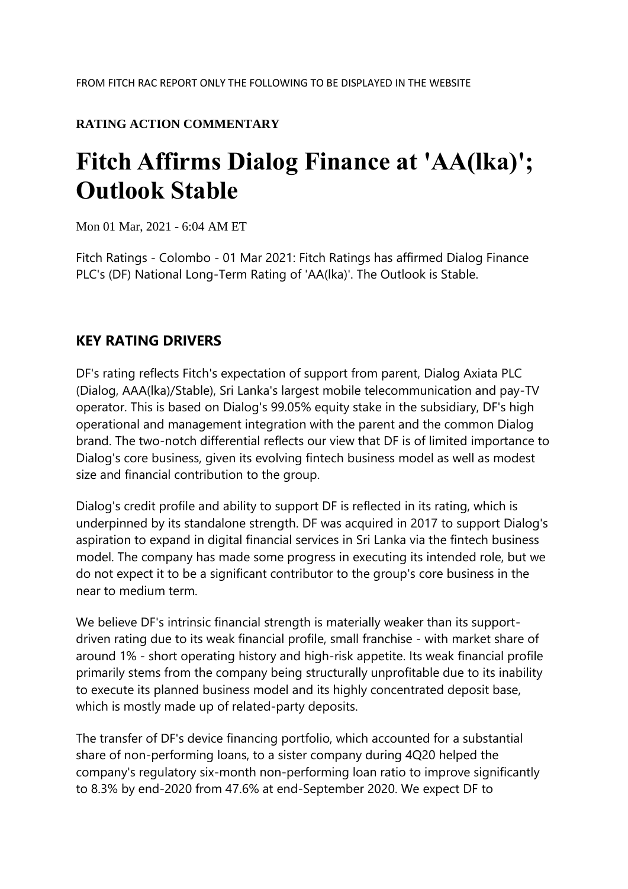FROM FITCH RAC REPORT ONLY THE FOLLOWING TO BE DISPLAYED IN THE WEBSITE

**RATING ACTION COMMENTARY**

# Fitch Affirms Dialog Finance at 'AA(lka)'; Outlook Stable

Mon 01 Mar, 2021 - 6:04 AM ET

Fitch Ratings - Colombo - 01 Mar 2021: Fitch Ratings has affirmed Dialog Finance PLC's (DF) National Long-Term Rating of 'AA(lka)'. The Outlook is Stable.

## KEY RATING DRIVERS

DF's rating reflects Fitch's expectation of support from parent, Dialog Axiata PLC (Dialog, AAA(lka)/Stable), Sri Lanka's largest mobile telecommunication and pay-TV operator. This is based on Dialog's 99.05% equity stake in the subsidiary, DF's high operational and management integration with the parent and the common Dialog brand. The two-notch differential reflects our view that DF is of limited importance to Dialog's core business, given its evolving fintech business model as well as modest size and financial contribution to the group.

Dialog's credit profile and ability to support DF is reflected in its rating, which is underpinned by its standalone strength. DF was acquired in 2017 to support Dialog's aspiration to expand in digital financial services in Sri Lanka via the fintech business model. The company has made some progress in executing its intended role, but we do not expect it to be a significant contributor to the group's core business in the near to medium term.

We believe DF's intrinsic financial strength is materially weaker than its support-driven rating due to its weak financial profile, small franchise - with market share of around 1% - short operating history and high-risk appetite. Its weak financial profile primarily stems from the company being structurally unprofitable due to its inability to execute its planned business model and its highly concentrated deposit base, which is mostly made up of related-party deposits.

The transfer of DF's device financing portfolio, which accounted for a substantial share of non-performing loans, to a sister company during 4Q20 helped the company's regulatory six-month non-performing loan ratio to improve significantly to 8.3% by end-2020 from 47.6% at end-September 2020. We expect DF to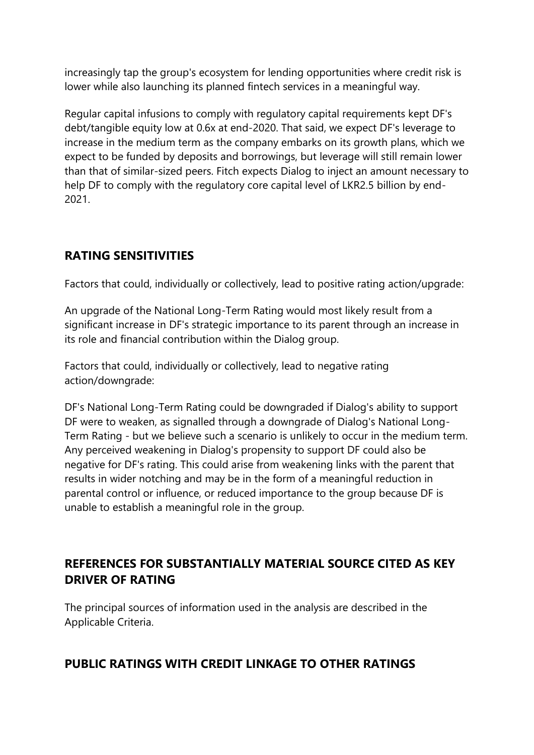increasingly tap the group's ecosystem for lending opportunities where credit risk is lower while also launching its planned fintech services in a meaningful way.

Regular capital infusions to comply with regulatory capital requirements kept DF's debt/tangible equity low at 0.6x at end-2020. That said, we expect DF's leverage to increase in the medium term as the company embarks on its growth plans, which we expect to be funded by deposits and borrowings, but leverage will still remain lower than that of similar-sized peers. Fitch expects Dialog to inject an amount necessary to help DF to comply with the regulatory core capital level of LKR2.5 billion by end-2021.

## RATING SENSITIVITIES

Factors that could, individually or collectively, lead to positive rating action/upgrade:

An upgrade of the National Long-Term Rating would most likely result from a significant increase in DF's strategic importance to its parent through an increase in its role and financial contribution within the Dialog group.

Factors that could, individually or collectively, lead to negative rating action/downgrade:

DF's National Long-Term Rating could be downgraded if Dialog's ability to support DF were to weaken, as signalled through a downgrade of Dialog's National Long-Term Rating - but we believe such a scenario is unlikely to occur in the medium term. Any perceived weakening in Dialog's propensity to support DF could also be negative for DF's rating. This could arise from weakening links with the parent that results in wider notching and may be in the form of a meaningful reduction in parental control or influence, or reduced importance to the group because DF is unable to establish a meaningful role in the group.

## REFERENCES FOR SUBSTANTIALLY MATERIAL SOURCE CITED AS KEY DRIVER OF RATING

The principal sources of information used in the analysis are described in the Applicable Criteria.

## PUBLIC RATINGS WITH CREDIT LINKAGE TO OTHER RATINGS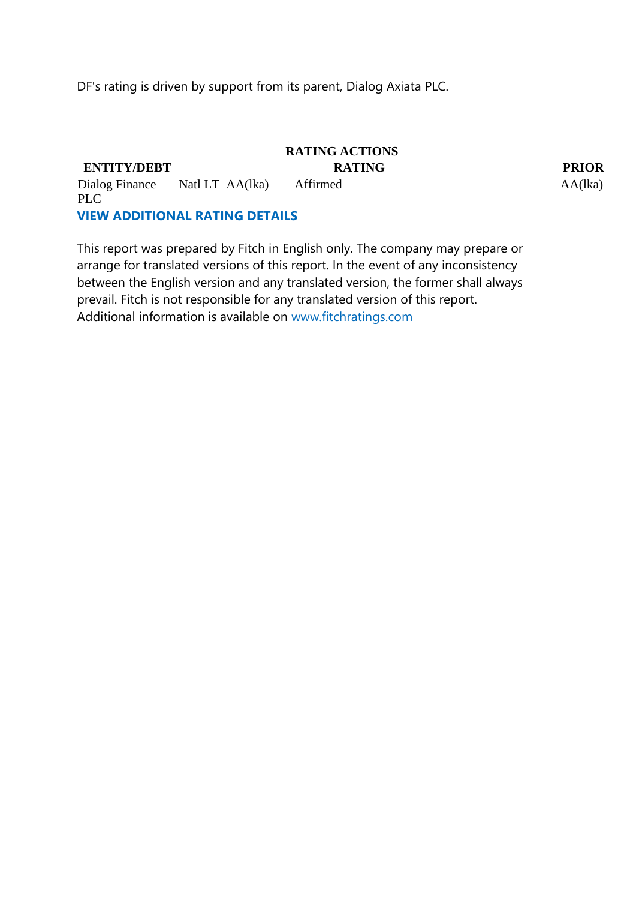DF's rating is driven by support from its parent, Dialog Axiata PLC.

RATING ACTIONS

| ENTITY/DEBT | RATING | | | PRIOR |
|---|---|---|---|---|
| Dialog Finance PLC | Natl LT | AA(lka) | Affirmed | AA(lka) |

**VIEW ADDITIONAL RATING DETAILS**

This report was prepared by Fitch in English only. The company may prepare or arrange for translated versions of this report. In the event of any inconsistency between the English version and any translated version, the former shall always prevail. Fitch is not responsible for any translated version of this report. Additional information is available on www.fitchratings.com